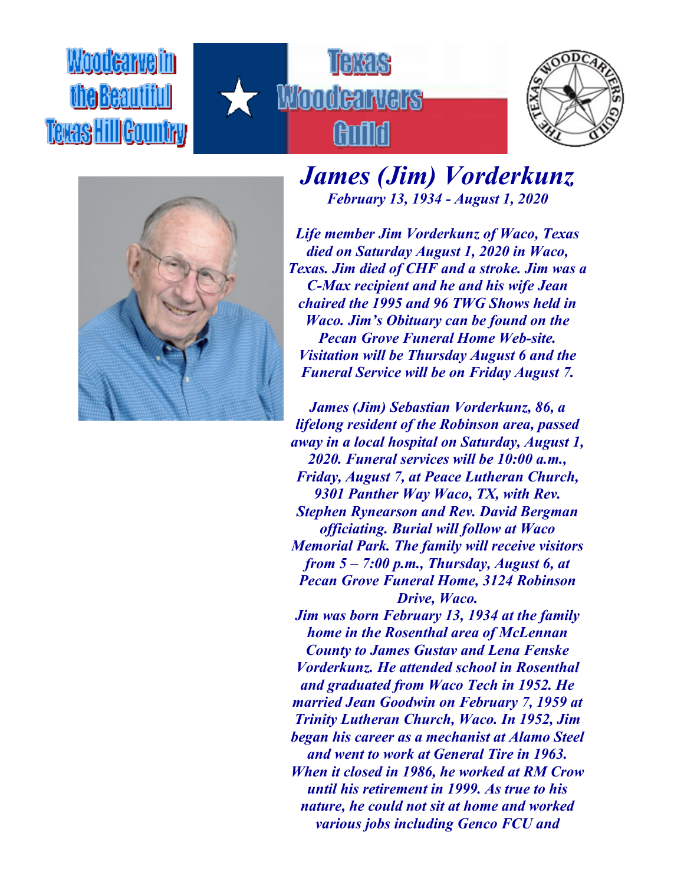Woodcarve in the Beautiful Texas Hill Country

Texas Woodcarvers Guild

# *James (Jim) Vorderkunz*

***February 13, 1934 - August 1, 2020***

***Life member Jim Vorderkunz of Waco, Texas died on Saturday August 1, 2020 in Waco, Texas. Jim died of CHF and a stroke. Jim was a C-Max recipient and he and his wife Jean chaired the 1995 and 96 TWG Shows held in Waco. Jim's Obituary can be found on the Pecan Grove Funeral Home Web-site. Visitation will be Thursday August 6 and the Funeral Service will be on Friday August 7.***

***James (Jim) Sebastian Vorderkunz, 86, a lifelong resident of the Robinson area, passed away in a local hospital on Saturday, August 1, 2020. Funeral services will be 10:00 a.m., Friday, August 7, at Peace Lutheran Church, 9301 Panther Way Waco, TX, with Rev. Stephen Rynearson and Rev. David Bergman officiating. Burial will follow at Waco Memorial Park. The family will receive visitors from 5 – 7:00 p.m., Thursday, August 6, at Pecan Grove Funeral Home, 3124 Robinson Drive, Waco.***

***Jim was born February 13, 1934 at the family home in the Rosenthal area of McLennan County to James Gustav and Lena Fenske Vorderkunz. He attended school in Rosenthal and graduated from Waco Tech in 1952. He married Jean Goodwin on February 7, 1959 at Trinity Lutheran Church, Waco. In 1952, Jim began his career as a mechanist at Alamo Steel and went to work at General Tire in 1963. When it closed in 1986, he worked at RM Crow until his retirement in 1999. As true to his nature, he could not sit at home and worked various jobs including Genco FCU and***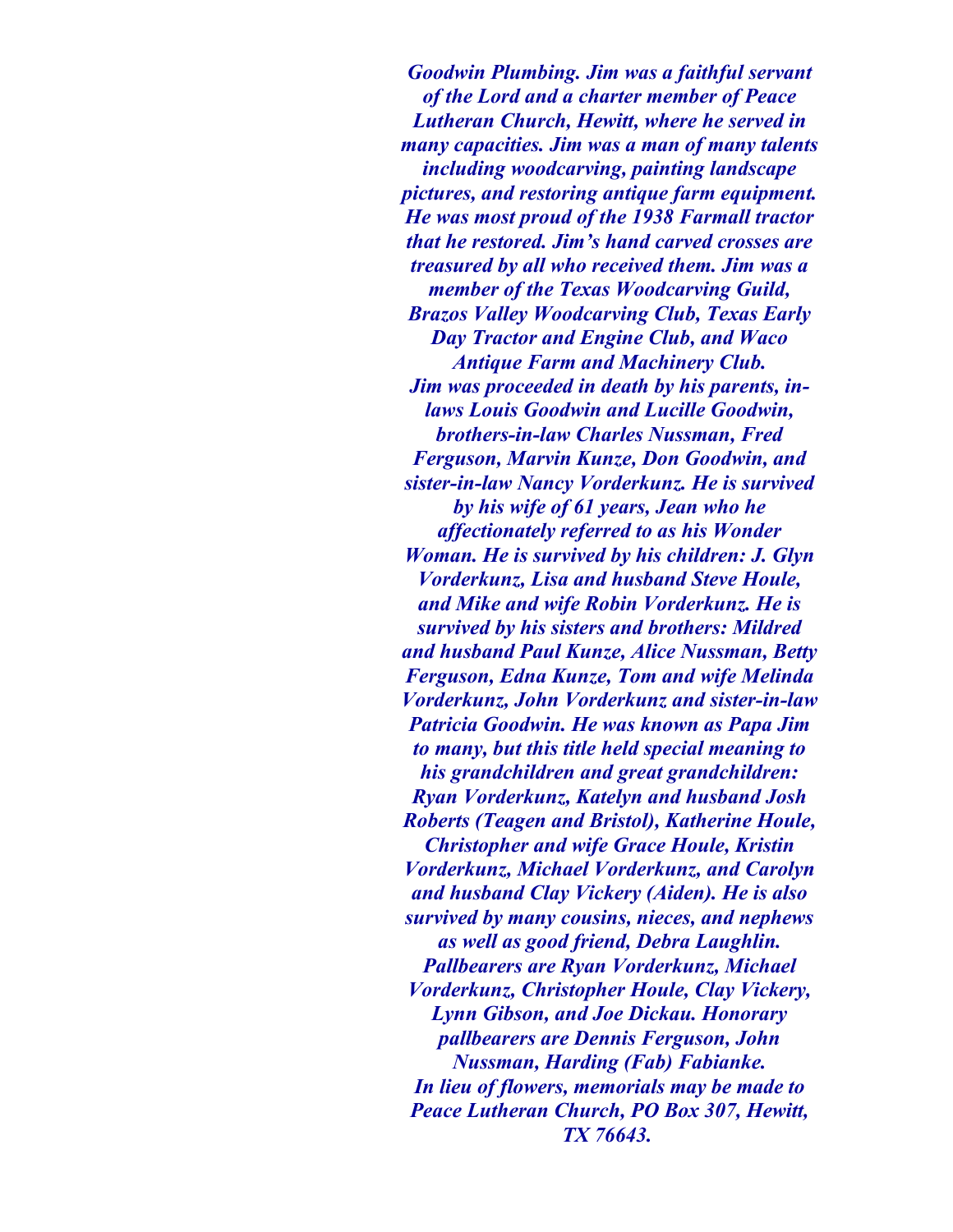*Goodwin Plumbing. Jim was a faithful servant of the Lord and a charter member of Peace Lutheran Church, Hewitt, where he served in many capacities. Jim was a man of many talents including woodcarving, painting landscape pictures, and restoring antique farm equipment. He was most proud of the 1938 Farmall tractor that he restored. Jim's hand carved crosses are treasured by all who received them. Jim was a member of the Texas Woodcarving Guild, Brazos Valley Woodcarving Club, Texas Early Day Tractor and Engine Club, and Waco Antique Farm and Machinery Club.*

*Jim was proceeded in death by his parents, in-laws Louis Goodwin and Lucille Goodwin, brothers-in-law Charles Nussman, Fred Ferguson, Marvin Kunze, Don Goodwin, and sister-in-law Nancy Vorderkunz. He is survived by his wife of 61 years, Jean who he affectionately referred to as his Wonder Woman. He is survived by his children: J. Glyn Vorderkunz, Lisa and husband Steve Houle, and Mike and wife Robin Vorderkunz. He is survived by his sisters and brothers: Mildred and husband Paul Kunze, Alice Nussman, Betty Ferguson, Edna Kunze, Tom and wife Melinda Vorderkunz, John Vorderkunz and sister-in-law Patricia Goodwin. He was known as Papa Jim to many, but this title held special meaning to his grandchildren and great grandchildren: Ryan Vorderkunz, Katelyn and husband Josh Roberts (Teagen and Bristol), Katherine Houle, Christopher and wife Grace Houle, Kristin Vorderkunz, Michael Vorderkunz, and Carolyn and husband Clay Vickery (Aiden). He is also survived by many cousins, nieces, and nephews as well as good friend, Debra Laughlin.*

*Pallbearers are Ryan Vorderkunz, Michael Vorderkunz, Christopher Houle, Clay Vickery, Lynn Gibson, and Joe Dickau. Honorary pallbearers are Dennis Ferguson, John Nussman, Harding (Fab) Fabianke.*

*In lieu of flowers, memorials may be made to Peace Lutheran Church, PO Box 307, Hewitt, TX 76643.*